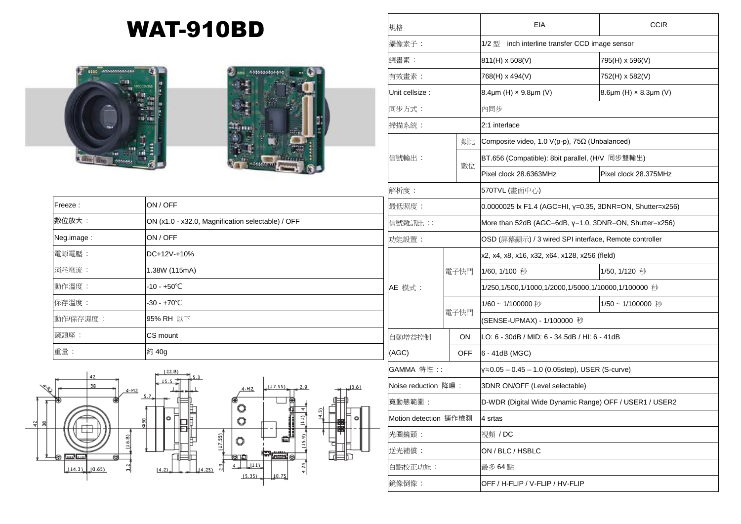# WAT-910BD

| Freeze : | ON / OFF |
| --- | --- |
| 數位放大 : | ON (x1.0 - x32.0, Magnification selectable) / OFF |
| Neg.image : | ON / OFF |
| 電源電壓 : | DC+12V-+10% |
| 消耗電流 : | 1.38W (115mA) |
| 動作溫度 : | -10 - +50℃ |
| 保存溫度 : | -30 - +70℃ |
| 動作/保存濕度 : | 95% RH 以下 |
| 鏡頭座 : | CS mount |
| 重量 : | 約 40g |

| 規格 | | EIA | CCIR |
| --- | --- | --- | --- |
| 攝像素子 : | | 1/2 型 inch interline transfer CCD image sensor | |
| 總畫素 : | | 811(H) x 508(V) | 795(H) x 596(V) |
| 有效畫素 : | | 768(H) x 494(V) | 752(H) x 582(V) |
| Unit cellsize : | | 8.4μm (H) × 9.8μm (V) | 8.6μm (H) × 8.3μm (V) |
| 同步方式 : | | 內同步 | |
| 掃描系統 : | | 2:1 interlace | |
| 信號輸出 : | 類比 | Composite video, 1.0 V(p-p), 75Ω (Unbalanced) | |
| | 數位 | BT.656 (Compatible): 8bit parallel, (H/V 同步雙輸出) | |
| | | Pixel clock 28.6363MHz | Pixel clock 28.375MHz |
| 解析度 : | | 570TVL (畫面中心) | |
| 最低照度 : | | 0.0000025 lx F1.4 (AGC=HI, γ=0.35, 3DNR=ON, Shutter=x256) | |
| 信號雜訊比 :: | | More than 52dB (AGC=6dB, γ=1.0, 3DNR=ON, Shutter=x256) | |
| 功能設置 : | | OSD (屏幕顯示) / 3 wired SPI interface, Remote controller | |
| AE 模式 : | | x2, x4, x8, x16, x32, x64, x128, x256 (fleld) | |
| | 電子快門 | 1/60, 1/100 秒 | 1/50, 1/120 秒 |
| | | 1/250,1/500,1/1000,1/2000,1/5000,1/10000,1/100000 秒 | |
| | 電子快門 | 1/60 ~ 1/100000 秒 | 1/50 ~ 1/100000 秒 |
| | | (SENSE-UPMAX) - 1/100000 秒 | |
| 自動增益控制 (AGC) | ON | LO: 6 - 30dB / MID: 6 - 34.5dB / HI: 6 - 41dB | |
| | OFF | 6 - 41dB (MGC) | |
| GAMMA 特性 :: | | γ≒0.05 – 0.45 – 1.0 (0.05step), USER (S-curve) | |
| Noise reduction 降噪 : | | 3DNR ON/OFF (Level selectable) | |
| 寬動態範圍 : | | D-WDR (Digital Wide Dynamic Range) OFF / USER1 / USER2 | |
| Motion detection 運作檢測 | | 4 srtas | |
| 光圈鏡頭 : | | 視頻 / DC | |
| 逆光補償 : | | ON / BLC / HSBLC | |
| 白點校正功能 : | | 最多 64 點 | |
| 鏡像倒像 : | | OFF / H-FLIP / V-FLIP / HV-FLIP | |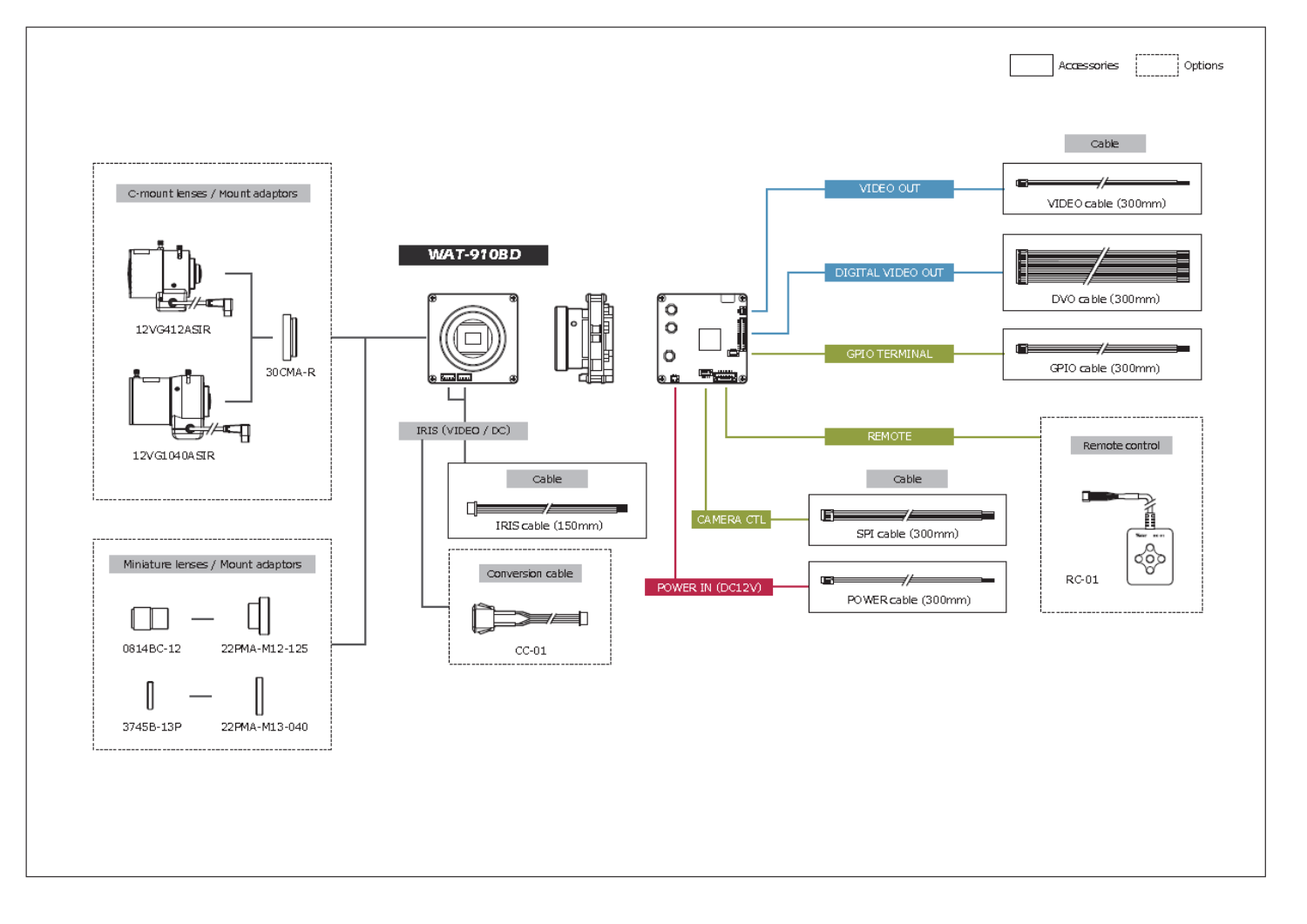Accessories

Options

C-mount lenses / Mount adaptors

12VG412ASIR

12VG1040ASIR

30CMA-R

Miniature lenses / Mount adaptors

0814BC-12

22PMA-M12-125

3745B-13P

22PMA-M13-040

WAT-910BD

IRIS (VIDEO / DC)

Cable

IRIS cable (150mm)

Conversion cable

CC-01

VIDEO OUT

DIGITAL VIDEO OUT

GPIO TERMINAL

REMOTE

CAMERA CTL

POWER IN (DC12V)

Cable

VIDEO cable (300mm)

DVO cable (300mm)

GPIO cable (300mm)

Remote control

RC-01

Cable

SPI cable (300mm)

POWER cable (300mm)